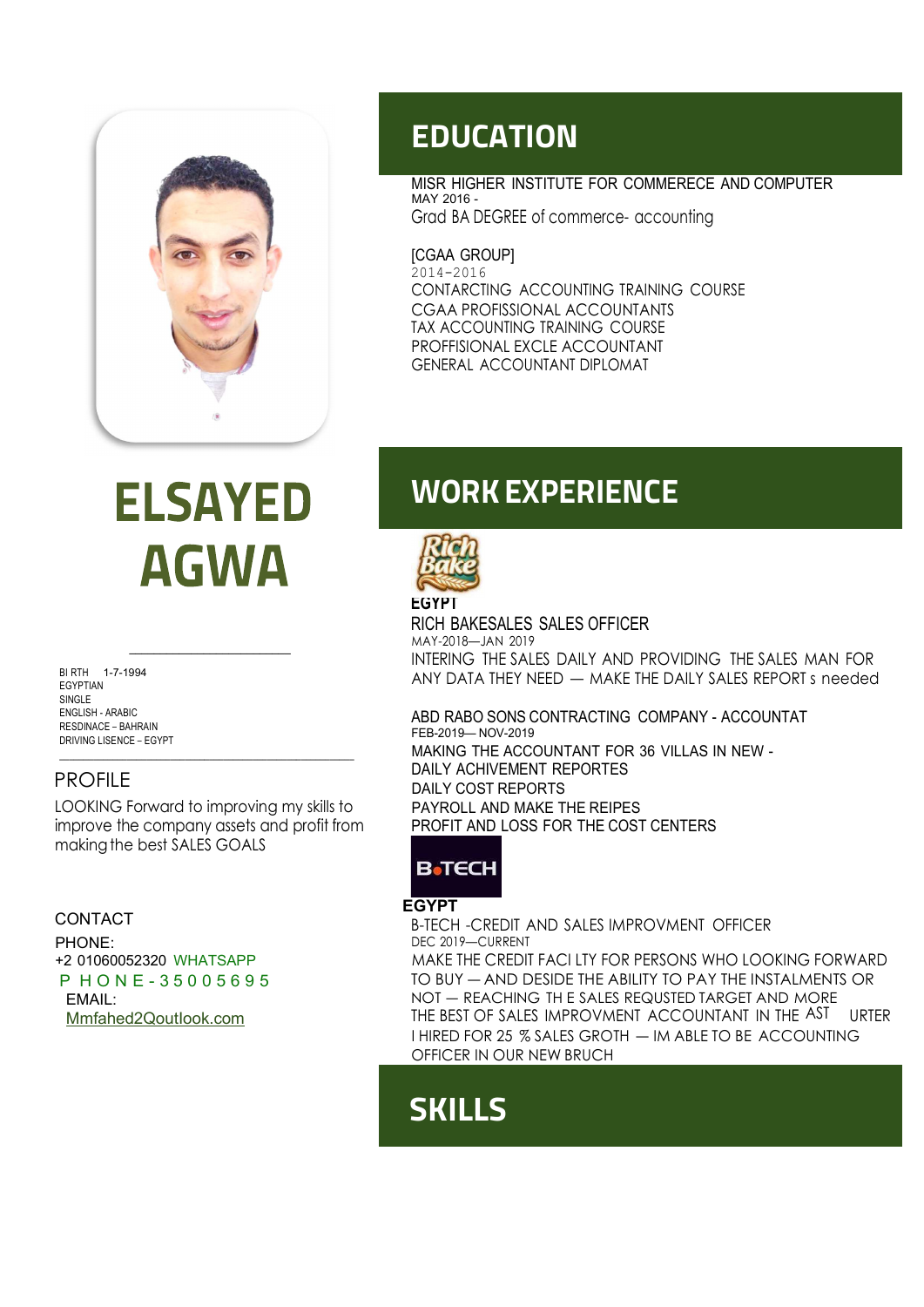# ELSAYED AGWA

BI RTH 1-7-1994
EGYPTIAN
SINGLE
ENGLISH - ARABIC
RESDINACE – BAHRAIN
DRIVING LISENCE – EGYPT

## PROFILE

LOOKING Forward to improving my skills to improve the company assets and profit from making the best SALES GOALS

## CONTACT

PHONE:
+2 01060052320 WHATSAPP
P H O N E - 3 5 0 0 5 6 9 5
EMAIL:
Mmfahed2Qoutlook.com

## EDUCATION

MISR HIGHER INSTITUTE FOR COMMERECE AND COMPUTER
MAY 2016 -
Grad BA DEGREE of commerce- accounting

[CGAA GROUP]
2014–2016
CONTARCTING ACCOUNTING TRAINING COURSE
CGAA PROFISSIONAL ACCOUNTANTS
TAX ACCOUNTING TRAINING COURSE
PROFFISIONAL EXCLE ACCOUNTANT
GENERAL ACCOUNTANT DIPLOMAT

## WORK EXPERIENCE

EGYPT
RICH BAKESALES SALES OFFICER
MAY-2018—JAN 2019
INTERING THE SALES DAILY AND PROVIDING THE SALES MAN FOR ANY DATA THEY NEED — MAKE THE DAILY SALES REPORT s needed

ABD RABO SONS CONTRACTING COMPANY - ACCOUNTAT
FEB-2019— NOV-2019
MAKING THE ACCOUNTANT FOR 36 VILLAS IN NEW -
DAILY ACHIVEMENT REPORTES
DAILY COST REPORTS
PAYROLL AND MAKE THE REIPES
PROFIT AND LOSS FOR THE COST CENTERS

EGYPT
B-TECH -CREDIT AND SALES IMPROVMENT OFFICER
DEC 2019—CURRENT
MAKE THE CREDIT FACI LTY FOR PERSONS WHO LOOKING FORWARD TO BUY — AND DESIDE THE ABILITY TO PAY THE INSTALMENTS OR NOT — REACHING TH E SALES REQUSTED TARGET AND MORE
THE BEST OF SALES IMPROVMENT ACCOUNTANT IN THE AST URTER
I HIRED FOR 25 % SALES GROTH — IM ABLE TO BE ACCOUNTING OFFICER IN OUR NEW BRUCH

## SKILLS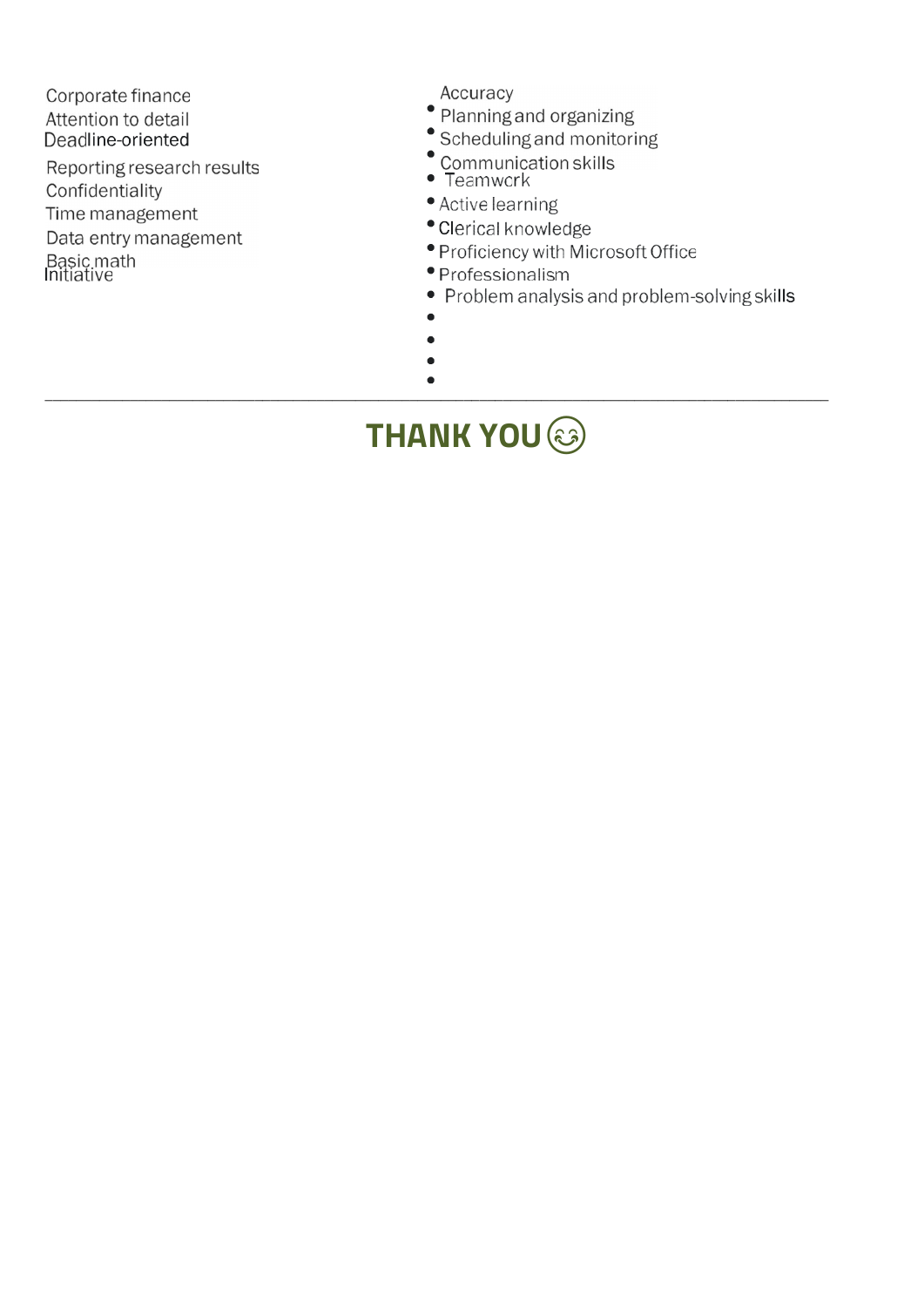- Corporate finance
- Attention to detail
- Deadline-oriented
- Reporting research results
- Confidentiality
- Time management
- Data entry management
- Basic math
- Initiative

- Accuracy
- Planning and organizing
- Scheduling and monitoring
- Communication skills
- Teamwcrk
- Active learning
- Clerical knowledge
- Proficiency with Microsoft Office
- Professionalism
- Problem analysis and problem-solving skills

---

**THANK YOU** 😊